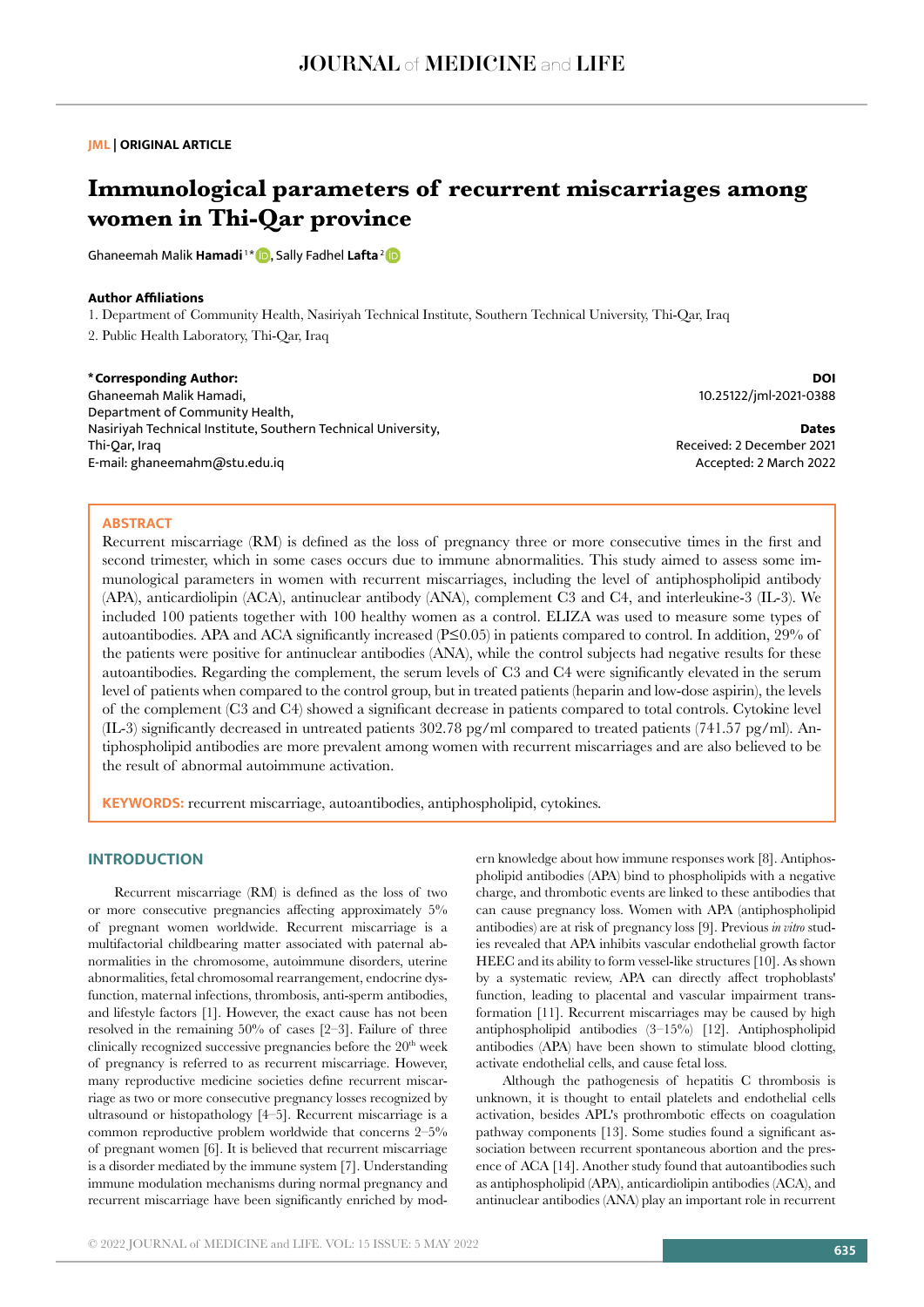JML | ORIGINAL ARTICLE

# Immunological parameters of recurrent miscarriages among women in Thi-Qar province

Ghaneemah Malik **Hamadi** [1*], Sally Fadhel **Lafta** [2]

**Author Affiliations**

1. Department of Community Health, Nasiriyah Technical Institute, Southern Technical University, Thi-Qar, Iraq
2. Public Health Laboratory, Thi-Qar, Iraq

**\*Corresponding Author:**
Ghaneemah Malik Hamadi,
Department of Community Health,
Nasiriyah Technical Institute, Southern Technical University,
Thi-Qar, Iraq
E-mail: ghaneemahm@stu.edu.iq

**DOI**
10.25122/jml-2021-0388

**Dates**
Received: 2 December 2021
Accepted: 2 March 2022

## ABSTRACT

Recurrent miscarriage (RM) is defined as the loss of pregnancy three or more consecutive times in the first and second trimester, which in some cases occurs due to immune abnormalities. This study aimed to assess some immunological parameters in women with recurrent miscarriages, including the level of antiphospholipid antibody (APA), anticardiolipin (ACA), antinuclear antibody (ANA), complement C3 and C4, and interleukine-3 (IL-3). We included 100 patients together with 100 healthy women as a control. ELIZA was used to measure some types of autoantibodies. APA and ACA significantly increased ($P \leq 0.05$) in patients compared to control. In addition, 29% of the patients were positive for antinuclear antibodies (ANA), while the control subjects had negative results for these autoantibodies. Regarding the complement, the serum levels of C3 and C4 were significantly elevated in the serum level of patients when compared to the control group, but in treated patients (heparin and low-dose aspirin), the levels of the complement (C3 and C4) showed a significant decrease in patients compared to total controls. Cytokine level (IL-3) significantly decreased in untreated patients 302.78 pg/ml compared to treated patients (741.57 pg/ml). Antiphospholipid antibodies are more prevalent among women with recurrent miscarriages and are also believed to be the result of abnormal autoimmune activation.

**KEYWORDS:** recurrent miscarriage, autoantibodies, antiphospholipid, cytokines.

## INTRODUCTION

Recurrent miscarriage (RM) is defined as the loss of two or more consecutive pregnancies affecting approximately 5% of pregnant women worldwide. Recurrent miscarriage is a multifactorial childbearing matter associated with paternal abnormalities in the chromosome, autoimmune disorders, uterine abnormalities, fetal chromosomal rearrangement, endocrine dysfunction, maternal infections, thrombosis, anti-sperm antibodies, and lifestyle factors [1]. However, the exact cause has not been resolved in the remaining 50% of cases [2–3]. Failure of three clinically recognized successive pregnancies before the 20th week of pregnancy is referred to as recurrent miscarriage. However, many reproductive medicine societies define recurrent miscarriage as two or more consecutive pregnancy losses recognized by ultrasound or histopathology [4–5]. Recurrent miscarriage is a common reproductive problem worldwide that concerns 2–5% of pregnant women [6]. It is believed that recurrent miscarriage is a disorder mediated by the immune system [7]. Understanding immune modulation mechanisms during normal pregnancy and recurrent miscarriage have been significantly enriched by modern knowledge about how immune responses work [8]. Antiphospholipid antibodies (APA) bind to phospholipids with a negative charge, and thrombotic events are linked to these antibodies that can cause pregnancy loss. Women with APA (antiphospholipid antibodies) are at risk of pregnancy loss [9]. Previous *in vitro* studies revealed that APA inhibits vascular endothelial growth factor HEEC and its ability to form vessel-like structures [10]. As shown by a systematic review, APA can directly affect trophoblasts' function, leading to placental and vascular impairment transformation [11]. Recurrent miscarriages may be caused by high antiphospholipid antibodies (3–15%) [12]. Antiphospholipid antibodies (APA) have been shown to stimulate blood clotting, activate endothelial cells, and cause fetal loss.

Although the pathogenesis of hepatitis C thrombosis is unknown, it is thought to entail platelets and endothelial cells activation, besides APL's prothrombotic effects on coagulation pathway components [13]. Some studies found a significant association between recurrent spontaneous abortion and the presence of ACA [14]. Another study found that autoantibodies such as antiphospholipid (APA), anticardiolipin antibodies (ACA), and antinuclear antibodies (ANA) play an important role in recurrent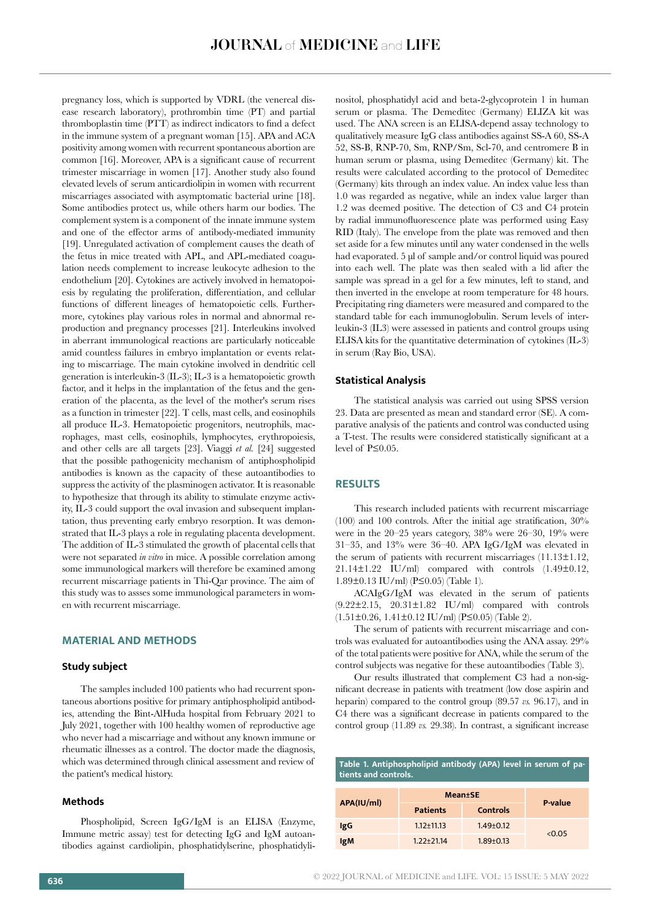pregnancy loss, which is supported by VDRL (the venereal disease research laboratory), prothrombin time (PT) and partial thromboplastin time (PTT) as indirect indicators to find a defect in the immune system of a pregnant woman [15]. APA and ACA positivity among women with recurrent spontaneous abortion are common [16]. Moreover, APA is a significant cause of recurrent trimester miscarriage in women [17]. Another study also found elevated levels of serum anticardiolipin in women with recurrent miscarriages associated with asymptomatic bacterial urine [18]. Some antibodies protect us, while others harm our bodies. The complement system is a component of the innate immune system and one of the effector arms of antibody-mediated immunity [19]. Unregulated activation of complement causes the death of the fetus in mice treated with APL, and APL-mediated coagulation needs complement to increase leukocyte adhesion to the endothelium [20]. Cytokines are actively involved in hematopoiesis by regulating the proliferation, differentiation, and cellular functions of different lineages of hematopoietic cells. Furthermore, cytokines play various roles in normal and abnormal reproduction and pregnancy processes [21]. Interleukins involved in aberrant immunological reactions are particularly noticeable amid countless failures in embryo implantation or events relating to miscarriage. The main cytokine involved in dendritic cell generation is interleukin-3 (IL-3); IL-3 is a hematopoietic growth factor, and it helps in the implantation of the fetus and the generation of the placenta, as the level of the mother's serum rises as a function in trimester [22]. T cells, mast cells, and eosinophils all produce IL-3. Hematopoietic progenitors, neutrophils, macrophages, mast cells, eosinophils, lymphocytes, erythropoiesis, and other cells are all targets [23]. Viaggi *et al.* [24] suggested that the possible pathogenicity mechanism of antiphospholipid antibodies is known as the capacity of these autoantibodies to suppress the activity of the plasminogen activator. It is reasonable to hypothesize that through its ability to stimulate enzyme activity, IL-3 could support the oval invasion and subsequent implantation, thus preventing early embryo resorption. It was demonstrated that IL-3 plays a role in regulating placenta development. The addition of IL-3 stimulated the growth of placental cells that were not separated *in vitro* in mice. A possible correlation among some immunological markers will therefore be examined among recurrent miscarriage patients in Thi-Qar province. The aim of this study was to assses some immunological parameters in women with recurrent miscarriage.

## MATERIAL AND METHODS

### Study subject

The samples included 100 patients who had recurrent spontaneous abortions positive for primary antiphospholipid antibodies, attending the Bint-AlHuda hospital from February 2021 to July 2021, together with 100 healthy women of reproductive age who never had a miscarriage and without any known immune or rheumatic illnesses as a control. The doctor made the diagnosis, which was determined through clinical assessment and review of the patient's medical history.

### Methods

Phospholipid, Screen IgG/IgM is an ELISA (Enzyme, Immune metric assay) test for detecting IgG and IgM autoantibodies against cardiolipin, phosphatidylserine, phosphatidylinositol, phosphatidyl acid and beta-2-glycoprotein 1 in human serum or plasma. The Demeditec (Germany) ELIZA kit was used. The ANA screen is an ELISA-depend assay technology to qualitatively measure IgG class antibodies against SS-A 60, SS-A 52, SS-B, RNP-70, Sm, RNP/Sm, Scl-70, and centromere B in human serum or plasma, using Demeditec (Germany) kit. The results were calculated according to the protocol of Demeditec (Germany) kits through an index value. An index value less than 1.0 was regarded as negative, while an index value larger than 1.2 was deemed positive. The detection of C3 and C4 protein by radial immunofluorescence plate was performed using Easy RID (Italy). The envelope from the plate was removed and then set aside for a few minutes until any water condensed in the wells had evaporated. 5 µl of sample and/or control liquid was poured into each well. The plate was then sealed with a lid after the sample was spread in a gel for a few minutes, left to stand, and then inverted in the envelope at room temperature for 48 hours. Precipitating ring diameters were measured and compared to the standard table for each immunoglobulin. Serum levels of interleukin-3 (IL3) were assessed in patients and control groups using ELISA kits for the quantitative determination of cytokines (IL-3) in serum (Ray Bio, USA).

### Statistical Analysis

The statistical analysis was carried out using SPSS version 23. Data are presented as mean and standard error (SE). A comparative analysis of the patients and control was conducted using a T-test. The results were considered statistically significant at a level of $P \le 0.05$.

## RESULTS

This research included patients with recurrent miscarriage (100) and 100 controls. After the initial age stratification, 30% were in the 20–25 years category, 38% were 26–30, 19% were 31–35, and 13% were 36–40. APA IgG/IgM was elevated in the serum of the patients with recurrent miscarriages (11.13±1.12, 21.14±1.22 IU/ml) compared with controls (1.49±0.12, 1.89±0.13 IU/ml) ($P \le 0.05$) (Table 1).

ACAIgG/IgM was elevated in the serum of patients (9.22±2.15, 20.31±1.82 IU/ml) compared with controls (1.51±0.26, 1.41±0.12 IU/ml) ($P \le 0.05$) (Table 2).

The serum of patients with recurrent miscarriage and controls was evaluated for autoantibodies using the ANA assay. 29% of the total patients were positive for ANA, while the serum of the control subjects was negative for these autoantibodies (Table 3).

Our results illustrated that complement C3 had a non-significant decrease in patients with treatment (low dose aspirin and heparin) compared to the control group (89.57 *vs.* 96.17), and in C4 there was a significant decrease in patients compared to the control group (11.89 *vs.* 29.38). In contrast, a significant increase

**Table 1. Antiphospholipid antibody (APA) level in serum of patients and controls.**

| APA(IU/ml) | Mean±SE | | P-value |
|---|---|---|---|
| | Patients | Controls | |
| IgG | 1.12±11.13 | 1.49±0.12 | <0.05 |
| IgM | 1.22±21.14 | 1.89±0.13 | |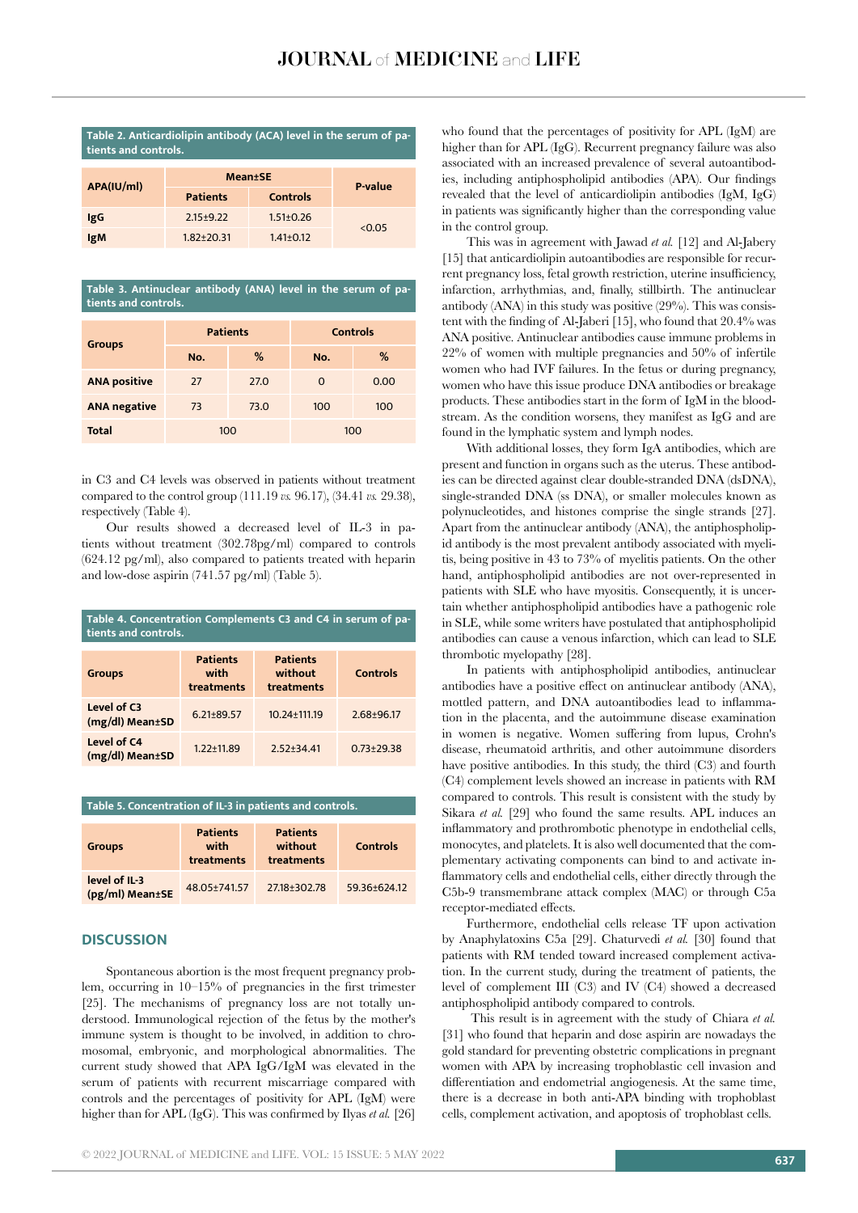Table 2. Anticardiolipin antibody (ACA) level in the serum of patients and controls.

| APA(IU/ml) | Mean±SE | | P-value |
|---|---|---|---|
| | Patients | Controls | |
| IgG | 2.15±9.22 | 1.51±0.26 | <0.05 |
| IgM | 1.82±20.31 | 1.41±0.12 | |

Table 3. Antinuclear antibody (ANA) level in the serum of patients and controls.

| Groups | Patients | | Controls | |
|---|---|---|---|---|
| | No. | % | No. | % |
| ANA positive | 27 | 27.0 | 0 | 0.00 |
| ANA negative | 73 | 73.0 | 100 | 100 |
| Total | 100 | | 100 | |

in C3 and C4 levels was observed in patients without treatment compared to the control group (111.19 *vs.* 96.17), (34.41 *vs.* 29.38), respectively (Table 4).

Our results showed a decreased level of IL-3 in patients without treatment (302.78pg/ml) compared to controls (624.12 pg/ml), also compared to patients treated with heparin and low-dose aspirin (741.57 pg/ml) (Table 5).

Table 4. Concentration Complements C3 and C4 in serum of patients and controls.

| Groups | Patients with treatments | Patients without treatments | Controls |
|---|---|---|---|
| Level of C3 (mg/dl) Mean±SD | 6.21±89.57 | 10.24±111.19 | 2.68±96.17 |
| Level of C4 (mg/dl) Mean±SD | 1.22±11.89 | 2.52±34.41 | 0.73±29.38 |

Table 5. Concentration of IL-3 in patients and controls.

| Groups | Patients with treatments | Patients without treatments | Controls |
|---|---|---|---|
| level of IL-3 (pg/ml) Mean±SE | 48.05±741.57 | 27.18±302.78 | 59.36±624.12 |

## DISCUSSION

Spontaneous abortion is the most frequent pregnancy problem, occurring in 10–15% of pregnancies in the first trimester [25]. The mechanisms of pregnancy loss are not totally understood. Immunological rejection of the fetus by the mother's immune system is thought to be involved, in addition to chromosomal, embryonic, and morphological abnormalities. The current study showed that APA IgG/IgM was elevated in the serum of patients with recurrent miscarriage compared with controls and the percentages of positivity for APL (IgM) were higher than for APL (IgG). This was confirmed by Ilyas *et al.* [26] who found that the percentages of positivity for APL (IgM) are higher than for APL (IgG). Recurrent pregnancy failure was also associated with an increased prevalence of several autoantibodies, including antiphospholipid antibodies (APA). Our findings revealed that the level of anticardiolipin antibodies (IgM, IgG) in patients was significantly higher than the corresponding value in the control group.

This was in agreement with Jawad *et al.* [12] and Al-Jabery [15] that anticardiolipin autoantibodies are responsible for recurrent pregnancy loss, fetal growth restriction, uterine insufficiency, infarction, arrhythmias, and, finally, stillbirth. The antinuclear antibody (ANA) in this study was positive (29%). This was consistent with the finding of Al-Jaberi [15], who found that 20.4% was ANA positive. Antinuclear antibodies cause immune problems in 22% of women with multiple pregnancies and 50% of infertile women who had IVF failures. In the fetus or during pregnancy, women who have this issue produce DNA antibodies or breakage products. These antibodies start in the form of IgM in the bloodstream. As the condition worsens, they manifest as IgG and are found in the lymphatic system and lymph nodes.

With additional losses, they form IgA antibodies, which are present and function in organs such as the uterus. These antibodies can be directed against clear double-stranded DNA (dsDNA), single-stranded DNA (ss DNA), or smaller molecules known as polynucleotides, and histones comprise the single strands [27]. Apart from the antinuclear antibody (ANA), the antiphospholipid antibody is the most prevalent antibody associated with myelitis, being positive in 43 to 73% of myelitis patients. On the other hand, antiphospholipid antibodies are not over-represented in patients with SLE who have myositis. Consequently, it is uncertain whether antiphospholipid antibodies have a pathogenic role in SLE, while some writers have postulated that antiphospholipid antibodies can cause a venous infarction, which can lead to SLE thrombotic myelopathy [28].

In patients with antiphospholipid antibodies, antinuclear antibodies have a positive effect on antinuclear antibody (ANA), mottled pattern, and DNA autoantibodies lead to inflammation in the placenta, and the autoimmune disease examination in women is negative. Women suffering from lupus, Crohn's disease, rheumatoid arthritis, and other autoimmune disorders have positive antibodies. In this study, the third (C3) and fourth (C4) complement levels showed an increase in patients with RM compared to controls. This result is consistent with the study by Sikara *et al.* [29] who found the same results. APL induces an inflammatory and prothrombotic phenotype in endothelial cells, monocytes, and platelets. It is also well documented that the complementary activating components can bind to and activate inflammatory cells and endothelial cells, either directly through the C5b-9 transmembrane attack complex (MAC) or through C5a receptor-mediated effects.

Furthermore, endothelial cells release TF upon activation by Anaphylatoxins C5a [29]. Chaturvedi *et al.* [30] found that patients with RM tended toward increased complement activation. In the current study, during the treatment of patients, the level of complement III (C3) and IV (C4) showed a decreased antiphospholipid antibody compared to controls.

This result is in agreement with the study of Chiara *et al.* [31] who found that heparin and dose aspirin are nowadays the gold standard for preventing obstetric complications in pregnant women with APA by increasing trophoblastic cell invasion and differentiation and endometrial angiogenesis. At the same time, there is a decrease in both anti-APA binding with trophoblast cells, complement activation, and apoptosis of trophoblast cells.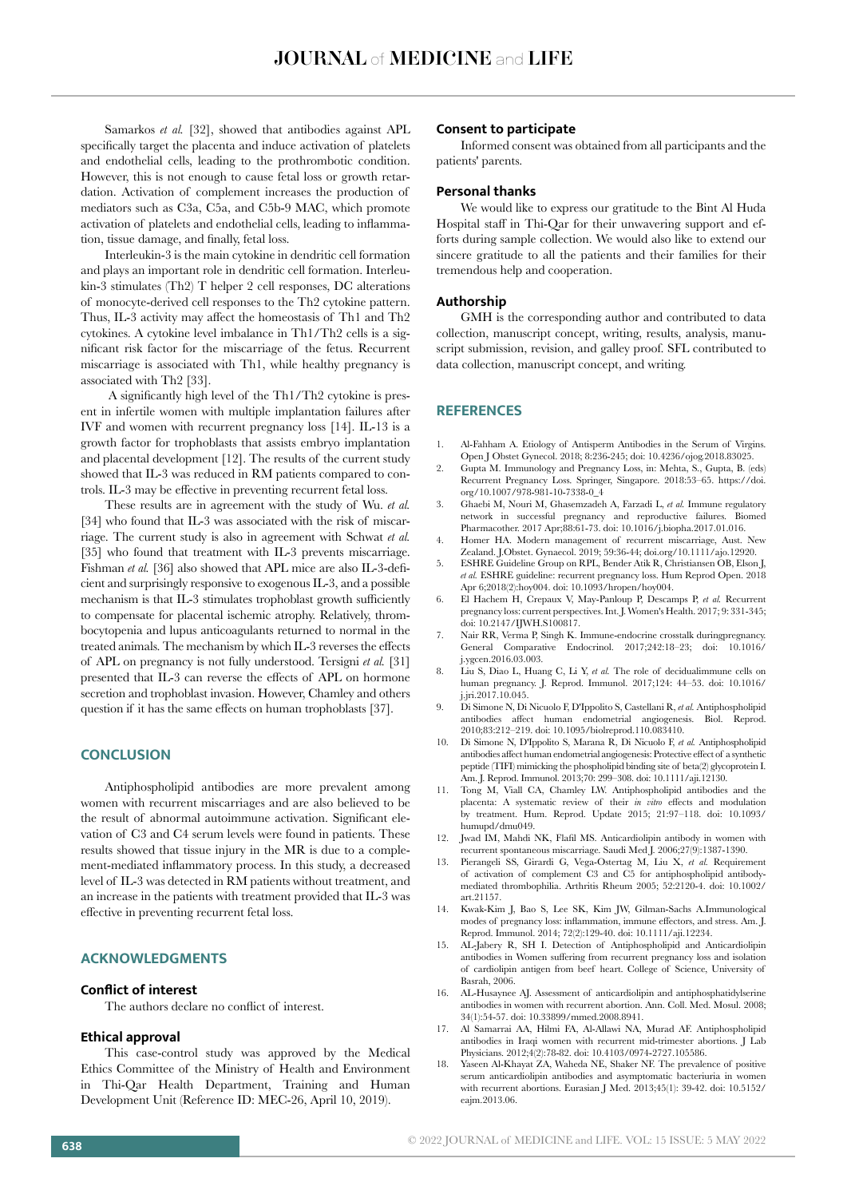Samarkos *et al.* [32], showed that antibodies against APL specifically target the placenta and induce activation of platelets and endothelial cells, leading to the prothrombotic condition. However, this is not enough to cause fetal loss or growth retardation. Activation of complement increases the production of mediators such as C3a, C5a, and C5b-9 MAC, which promote activation of platelets and endothelial cells, leading to inflammation, tissue damage, and finally, fetal loss.

Interleukin-3 is the main cytokine in dendritic cell formation and plays an important role in dendritic cell formation. Interleukin-3 stimulates (Th2) T helper 2 cell responses, DC alterations of monocyte-derived cell responses to the Th2 cytokine pattern. Thus, IL-3 activity may affect the homeostasis of Th1 and Th2 cytokines. A cytokine level imbalance in Th1/Th2 cells is a significant risk factor for the miscarriage of the fetus. Recurrent miscarriage is associated with Th1, while healthy pregnancy is associated with Th2 [33].

A significantly high level of the Th1/Th2 cytokine is present in infertile women with multiple implantation failures after IVF and women with recurrent pregnancy loss [14]. IL-13 is a growth factor for trophoblasts that assists embryo implantation and placental development [12]. The results of the current study showed that IL-3 was reduced in RM patients compared to controls. IL-3 may be effective in preventing recurrent fetal loss.

These results are in agreement with the study of Wu. *et al.* [34] who found that IL-3 was associated with the risk of miscarriage. The current study is also in agreement with Schwat *et al.* [35] who found that treatment with IL-3 prevents miscarriage. Fishman *et al.* [36] also showed that APL mice are also IL-3-deficient and surprisingly responsive to exogenous IL-3, and a possible mechanism is that IL-3 stimulates trophoblast growth sufficiently to compensate for placental ischemic atrophy. Relatively, thrombocytopenia and lupus anticoagulants returned to normal in the treated animals. The mechanism by which IL-3 reverses the effects of APL on pregnancy is not fully understood. Tersigni *et al.* [31] presented that IL-3 can reverse the effects of APL on hormone secretion and trophoblast invasion. However, Chamley and others question if it has the same effects on human trophoblasts [37].

## CONCLUSION

Antiphospholipid antibodies are more prevalent among women with recurrent miscarriages and are also believed to be the result of abnormal autoimmune activation. Significant elevation of C3 and C4 serum levels were found in patients. These results showed that tissue injury in the MR is due to a complement-mediated inflammatory process. In this study, a decreased level of IL-3 was detected in RM patients without treatment, and an increase in the patients with treatment provided that IL-3 was effective in preventing recurrent fetal loss.

## ACKNOWLEDGMENTS

### Conflict of interest

The authors declare no conflict of interest.

### Ethical approval

This case-control study was approved by the Medical Ethics Committee of the Ministry of Health and Environment in Thi-Qar Health Department, Training and Human Development Unit (Reference ID: MEC-26, April 10, 2019).

### Consent to participate

Informed consent was obtained from all participants and the patients' parents.

### Personal thanks

We would like to express our gratitude to the Bint Al Huda Hospital staff in Thi-Qar for their unwavering support and efforts during sample collection. We would also like to extend our sincere gratitude to all the patients and their families for their tremendous help and cooperation.

### Authorship

GMH is the corresponding author and contributed to data collection, manuscript concept, writing, results, analysis, manuscript submission, revision, and galley proof. SFL contributed to data collection, manuscript concept, and writing.

## REFERENCES

1. Al-Fahham A. Etiology of Antisperm Antibodies in the Serum of Virgins. Open J Obstet Gynecol. 2018; 8:236-245; doi: 10.4236/ojog.2018.83025.
2. Gupta M. Immunology and Pregnancy Loss, in: Mehta, S., Gupta, B. (eds) Recurrent Pregnancy Loss. Springer, Singapore. 2018:53–65. https://doi.org/10.1007/978-981-10-7338-0_4
3. Ghaebi M, Nouri M, Ghasemzadeh A, Farzadi L, *et al.* Immune regulatory network in successful pregnancy and reproductive failures. Biomed Pharmacother. 2017 Apr;88:61-73. doi: 10.1016/j.biopha.2017.01.016.
4. Homer HA. Modern management of recurrent miscarriage, Aust. New Zealand. J.Obstet. Gynaecol. 2019; 59:36-44; doi.org/10.1111/ajo.12920.
5. ESHRE Guideline Group on RPL, Bender Atik R, Christiansen OB, Elson J, *et al.* ESHRE guideline: recurrent pregnancy loss. Hum Reprod Open. 2018 Apr 6;2018(2):hoy004. doi: 10.1093/hropen/hoy004.
6. El Hachem H, Crepaux V, May-Panloup P, Descamps P, *et al.* Recurrent pregnancy loss: current perspectives. Int. J. Women's Health. 2017; 9: 331-345; doi: 10.2147/IJWH.S100817.
7. Nair RR, Verma P, Singh K. Immune-endocrine crosstalk duringpregnancy. General Comparative Endocrinol. 2017;242:18–23; doi: 10.1016/j.ygcen.2016.03.003.
8. Liu S, Diao L, Huang C, Li Y, *et al.* The role of decidualimmune cells on human pregnancy. J. Reprod. Immunol. 2017;124: 44–53. doi: 10.1016/j.jri.2017.10.045.
9. Di Simone N, Di Nicuolo F, D'Ippolito S, Castellani R, *et al.* Antiphospholipid antibodies affect human endometrial angiogenesis. Biol. Reprod. 2010;83:212–219. doi: 10.1095/biolreprod.110.083410.
10. Di Simone N, D'Ippolito S, Marana R, Di Nicuolo F, *et al.* Antiphospholipid antibodies affect human endometrial angiogenesis: Protective effect of a synthetic peptide (TIFI) mimicking the phospholipid binding site of beta(2) glycoprotein I. Am. J. Reprod. Immunol. 2013;70: 299–308. doi: 10.1111/aji.12130.
11. Tong M, Viall CA, Chamley LW. Antiphospholipid antibodies and the placenta: A systematic review of their *in vitro* effects and modulation by treatment. Hum. Reprod. Update 2015; 21:97–118. doi: 10.1093/humupd/dmu049.
12. Jwad IM, Mahdi NK, Flafil MS. Anticardiolipin antibody in women with recurrent spontaneous miscarriage. Saudi Med J. 2006;27(9):1387-1390.
13. Pierangeli SS, Girardi G, Vega-Ostertag M, Liu X, *et al.* Requirement of activation of complement C3 and C5 for antiphospholipid antibody-mediated thrombophilia. Arthritis Rheum 2005; 52:2120-4. doi: 10.1002/art.21157.
14. Kwak-Kim J, Bao S, Lee SK, Kim JW, Gilman-Sachs A.Immunological modes of pregnancy loss: inflammation, immune effectors, and stress. Am. J. Reprod. Immunol. 2014; 72(2):129-40. doi: 10.1111/aji.12234.
15. AL-Jabery R, SH I. Detection of Antiphospholipid and Anticardiolipin antibodies in Women suffering from recurrent pregnancy loss and isolation of cardiolipin antigen from beef heart. College of Science, University of Basrah, 2006.
16. AL-Husaynee AJ. Assessment of anticardiolipin and antiphosphatidylserine antibodies in women with recurrent abortion. Ann. Coll. Med. Mosul. 2008; 34(1):54-57. doi: 10.33899/mmed.2008.8941.
17. Al Samarrai AA, Hilmi FA, Al-Allawi NA, Murad AF. Antiphospholipid antibodies in Iraqi women with recurrent mid-trimester abortions. J Lab Physicians. 2012;4(2):78-82. doi: 10.4103/0974-2727.105586.
18. Yaseen Al-Khayat ZA, Waheda NE, Shaker NF. The prevalence of positive serum anticardiolipin antibodies and asymptomatic bacteriuria in women with recurrent abortions. Eurasian J Med. 2013;45(1): 39-42. doi: 10.5152/eajm.2013.06.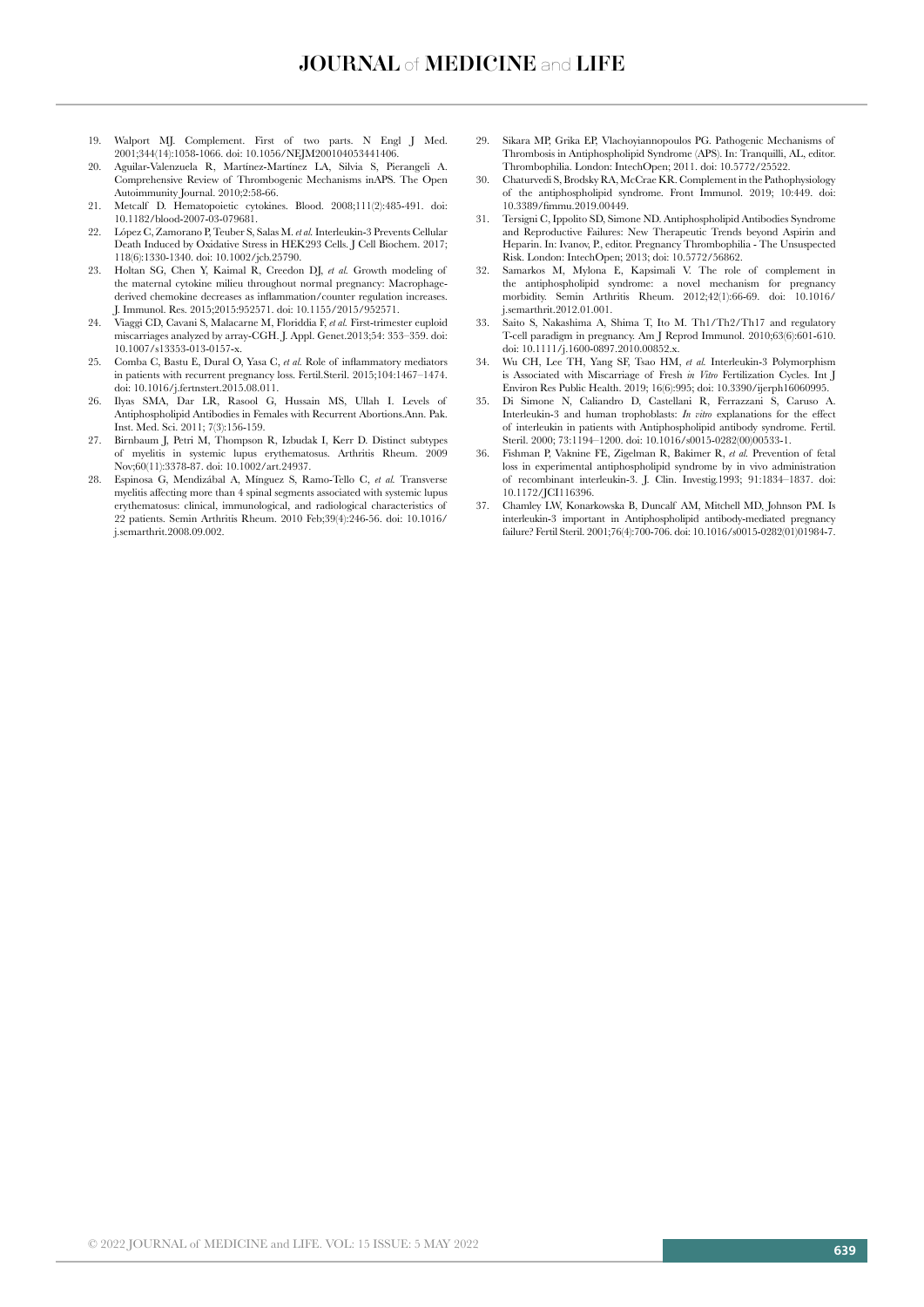19. Walport MJ. Complement. First of two parts. N Engl J Med. 2001;344(14):1058-1066. doi: 10.1056/NEJM200104053441406.
20. Aguilar-Valenzuela R, Martínez-Martínez LA, Silvia S, Pierangeli A. Comprehensive Review of Thrombogenic Mechanisms inAPS. The Open Autoimmunity Journal. 2010;2:58-66.
21. Metcalf D. Hematopoietic cytokines. Blood. 2008;111(2):485-491. doi: 10.1182/blood-2007-03-079681.
22. López C, Zamorano P, Teuber S, Salas M. *et al.* Interleukin-3 Prevents Cellular Death Induced by Oxidative Stress in HEK293 Cells. J Cell Biochem. 2017; 118(6):1330-1340. doi: 10.1002/jcb.25790.
23. Holtan SG, Chen Y, Kaimal R, Creedon DJ, *et al.* Growth modeling of the maternal cytokine milieu throughout normal pregnancy: Macrophage-derived chemokine decreases as inflammation/counter regulation increases. J. Immunol. Res. 2015;2015:952571. doi: 10.1155/2015/952571.
24. Viaggi CD, Cavani S, Malacarne M, Floriddia F, *et al.* First-trimester euploid miscarriages analyzed by array-CGH. J. Appl. Genet.2013;54: 353–359. doi: 10.1007/s13353-013-0157-x.
25. Comba C, Bastu E, Dural O, Yasa C, *et al.* Role of inflammatory mediators in patients with recurrent pregnancy loss. Fertil.Steril. 2015;104:1467–1474. doi: 10.1016/j.fertnstert.2015.08.011.
26. Ilyas SMA, Dar LR, Rasool G, Hussain MS, Ullah I. Levels of Antiphospholipid Antibodies in Females with Recurrent Abortions.Ann. Pak. Inst. Med. Sci. 2011; 7(3):156-159.
27. Birnbaum J, Petri M, Thompson R, Izbudak I, Kerr D. Distinct subtypes of myelitis in systemic lupus erythematosus. Arthritis Rheum. 2009 Nov;60(11):3378-87. doi: 10.1002/art.24937.
28. Espinosa G, Mendizábal A, Mínguez S, Ramo-Tello C, *et al.* Transverse myelitis affecting more than 4 spinal segments associated with systemic lupus erythematosus: clinical, immunological, and radiological characteristics of 22 patients. Semin Arthritis Rheum. 2010 Feb;39(4):246-56. doi: 10.1016/j.semarthrit.2008.09.002.
29. Sikara MP, Grika EP, Vlachoyiannopoulos PG. Pathogenic Mechanisms of Thrombosis in Antiphospholipid Syndrome (APS). In: Tranquilli, AL, editor. Thrombophilia. London: IntechOpen; 2011. doi: 10.5772/25522.
30. Chaturvedi S, Brodsky RA, McCrae KR. Complement in the Pathophysiology of the antiphospholipid syndrome. Front Immunol. 2019; 10:449. doi: 10.3389/fimmu.2019.00449.
31. Tersigni C, Ippolito SD, Simone ND. Antiphospholipid Antibodies Syndrome and Reproductive Failures: New Therapeutic Trends beyond Aspirin and Heparin. In: Ivanov, P., editor. Pregnancy Thrombophilia - The Unsuspected Risk. London: IntechOpen; 2013; doi: 10.5772/56862.
32. Samarkos M, Mylona E, Kapsimali V. The role of complement in the antiphospholipid syndrome: a novel mechanism for pregnancy morbidity. Semin Arthritis Rheum. 2012;42(1):66-69. doi: 10.1016/j.semarthrit.2012.01.001.
33. Saito S, Nakashima A, Shima T, Ito M. Th1/Th2/Th17 and regulatory T-cell paradigm in pregnancy. Am J Reprod Immunol. 2010;63(6):601-610. doi: 10.1111/j.1600-0897.2010.00852.x.
34. Wu CH, Lee TH, Yang SF, Tsao HM, *et al.* Interleukin-3 Polymorphism is Associated with Miscarriage of Fresh *in Vitro* Fertilization Cycles. Int J Environ Res Public Health. 2019; 16(6):995; doi: 10.3390/ijerph16060995.
35. Di Simone N, Caliandro D, Castellani R, Ferrazzani S, Caruso A. Interleukin-3 and human trophoblasts: *In vitro* explanations for the effect of interleukin in patients with Antiphospholipid antibody syndrome. Fertil. Steril. 2000; 73:1194–1200. doi: 10.1016/s0015-0282(00)00533-1.
36. Fishman P, Vaknine FE, Zigelman R, Bakimer R, *et al.* Prevention of fetal loss in experimental antiphospholipid syndrome by in vivo administration of recombinant interleukin-3. J. Clin. Investig.1993; 91:1834–1837. doi: 10.1172/JCI116396.
37. Chamley LW, Konarkowska B, Duncalf AM, Mitchell MD, Johnson PM. Is interleukin-3 important in Antiphospholipid antibody-mediated pregnancy failure? Fertil Steril. 2001;76(4):700-706. doi: 10.1016/s0015-0282(01)01984-7.